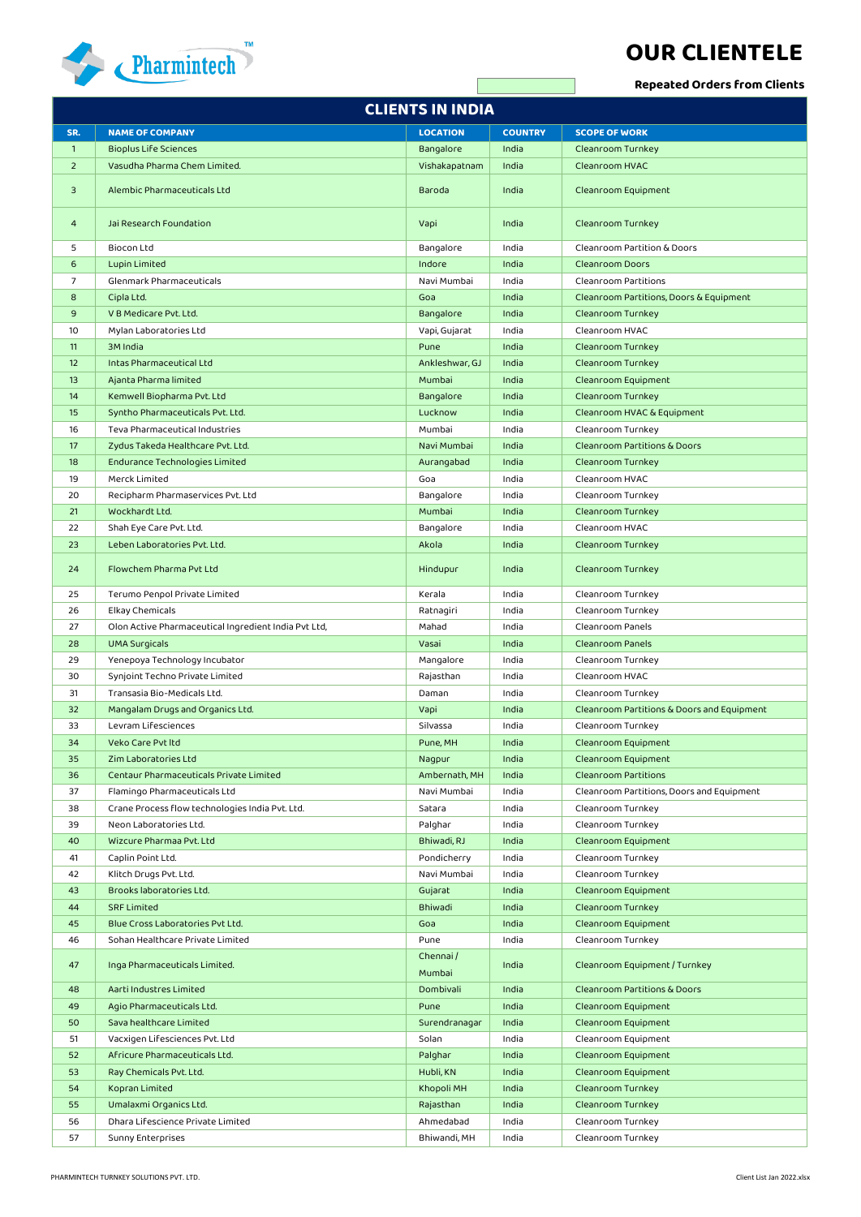# OUR CLIENTELE

**Repeated Orders from Clients**

## CLIENTS IN INDIA

| SR. | NAME OF COMPANY | LOCATION | COUNTRY | SCOPE OF WORK |
|---|---|---|---|---|
| 1 | Bioplus Life Sciences | Bangalore | India | Cleanroom Turnkey |
| 2 | Vasudha Pharma Chem Limited. | Vishakapatnam | India | Cleanroom HVAC |
| 3 | Alembic Pharmaceuticals Ltd | Baroda | India | Cleanroom Equipment |
| 4 | Jai Research Foundation | Vapi | India | Cleanroom Turnkey |
| 5 | Biocon Ltd | Bangalore | India | Cleanroom Partition & Doors |
| 6 | Lupin Limited | Indore | India | Cleanroom Doors |
| 7 | Glenmark Pharmaceuticals | Navi Mumbai | India | Cleanroom Partitions |
| 8 | Cipla Ltd. | Goa | India | Cleanroom Partitions, Doors & Equipment |
| 9 | V B Medicare Pvt. Ltd. | Bangalore | India | Cleanroom Turnkey |
| 10 | Mylan Laboratories Ltd | Vapi, Gujarat | India | Cleanroom HVAC |
| 11 | 3M India | Pune | India | Cleanroom Turnkey |
| 12 | Intas Pharmaceutical Ltd | Ankleshwar, GJ | India | Cleanroom Turnkey |
| 13 | Ajanta Pharma limited | Mumbai | India | Cleanroom Equipment |
| 14 | Kemwell Biopharma Pvt. Ltd | Bangalore | India | Cleanroom Turnkey |
| 15 | Syntho Pharmaceuticals Pvt. Ltd. | Lucknow | India | Cleanroom HVAC & Equipment |
| 16 | Teva Pharmaceutical Industries | Mumbai | India | Cleanroom Turnkey |
| 17 | Zydus Takeda Healthcare Pvt. Ltd. | Navi Mumbai | India | Cleanroom Partitions & Doors |
| 18 | Endurance Technologies Limited | Aurangabad | India | Cleanroom Turnkey |
| 19 | Merck Limited | Goa | India | Cleanroom HVAC |
| 20 | Recipharm Pharmaservices Pvt. Ltd | Bangalore | India | Cleanroom Turnkey |
| 21 | Wockhardt Ltd. | Mumbai | India | Cleanroom Turnkey |
| 22 | Shah Eye Care Pvt. Ltd. | Bangalore | India | Cleanroom HVAC |
| 23 | Leben Laboratories Pvt. Ltd. | Akola | India | Cleanroom Turnkey |
| 24 | Flowchem Pharma Pvt Ltd | Hindupur | India | Cleanroom Turnkey |
| 25 | Terumo Penpol Private Limited | Kerala | India | Cleanroom Turnkey |
| 26 | Elkay Chemicals | Ratnagiri | India | Cleanroom Turnkey |
| 27 | Olon Active Pharmaceutical Ingredient India Pvt Ltd, | Mahad | India | Cleanroom Panels |
| 28 | UMA Surgicals | Vasai | India | Cleanroom Panels |
| 29 | Yenepoya Technology Incubator | Mangalore | India | Cleanroom Turnkey |
| 30 | Synjoint Techno Private Limited | Rajasthan | India | Cleanroom HVAC |
| 31 | Transasia Bio-Medicals Ltd. | Daman | India | Cleanroom Turnkey |
| 32 | Mangalam Drugs and Organics Ltd. | Vapi | India | Cleanroom Partitions & Doors and Equipment |
| 33 | Levram Lifesciences | Silvassa | India | Cleanroom Turnkey |
| 34 | Veko Care Pvt ltd | Pune, MH | India | Cleanroom Equipment |
| 35 | Zim Laboratories Ltd | Nagpur | India | Cleanroom Equipment |
| 36 | Centaur Pharmaceuticals Private Limited | Ambernath, MH | India | Cleanroom Partitions |
| 37 | Flamingo Pharmaceuticals Ltd | Navi Mumbai | India | Cleanroom Partitions, Doors and Equipment |
| 38 | Crane Process Flow technologies India Pvt. Ltd. | Satara | India | Cleanroom Turnkey |
| 39 | Neon Laboratories Ltd. | Palghar | India | Cleanroom Turnkey |
| 40 | Wizcure Pharmaa Pvt. Ltd | Bhiwadi, RJ | India | Cleanroom Equipment |
| 41 | Caplin Point Ltd. | Pondicherry | India | Cleanroom Turnkey |
| 42 | Klitch Drugs Pvt. Ltd. | Navi Mumbai | India | Cleanroom Turnkey |
| 43 | Brooks laboratories Ltd. | Gujarat | India | Cleanroom Equipment |
| 44 | SRF Limited | Bhiwadi | India | Cleanroom Turnkey |
| 45 | Blue Cross Laboratories Pvt Ltd. | Goa | India | Cleanroom Equipment |
| 46 | Sohan Healthcare Private Limited | Pune | India | Cleanroom Turnkey |
| 47 | Inga Pharmaceuticals Limited. | Chennai / Mumbai | India | Cleanroom Equipment / Turnkey |
| 48 | Aarti Industres Limited | Dombivali | India | Cleanroom Partitions & Doors |
| 49 | Agio Pharmaceuticals Ltd. | Pune | India | Cleanroom Equipment |
| 50 | Sava healthcare Limited | Surendranagar | India | Cleanroom Equipment |
| 51 | Vacxigen Lifesciences Pvt. Ltd | Solan | India | Cleanroom Equipment |
| 52 | Africure Pharmaceuticals Ltd. | Palghar | India | Cleanroom Equipment |
| 53 | Ray Chemicals Pvt. Ltd. | Hubli, KN | India | Cleanroom Equipment |
| 54 | Kopran Limited | Khopoli MH | India | Cleanroom Turnkey |
| 55 | Umalaxmi Organics Ltd. | Rajasthan | India | Cleanroom Turnkey |
| 56 | Dhara Lifescience Private Limited | Ahmedabad | India | Cleanroom Turnkey |
| 57 | Sunny Enterprises | Bhiwandi, MH | India | Cleanroom Turnkey |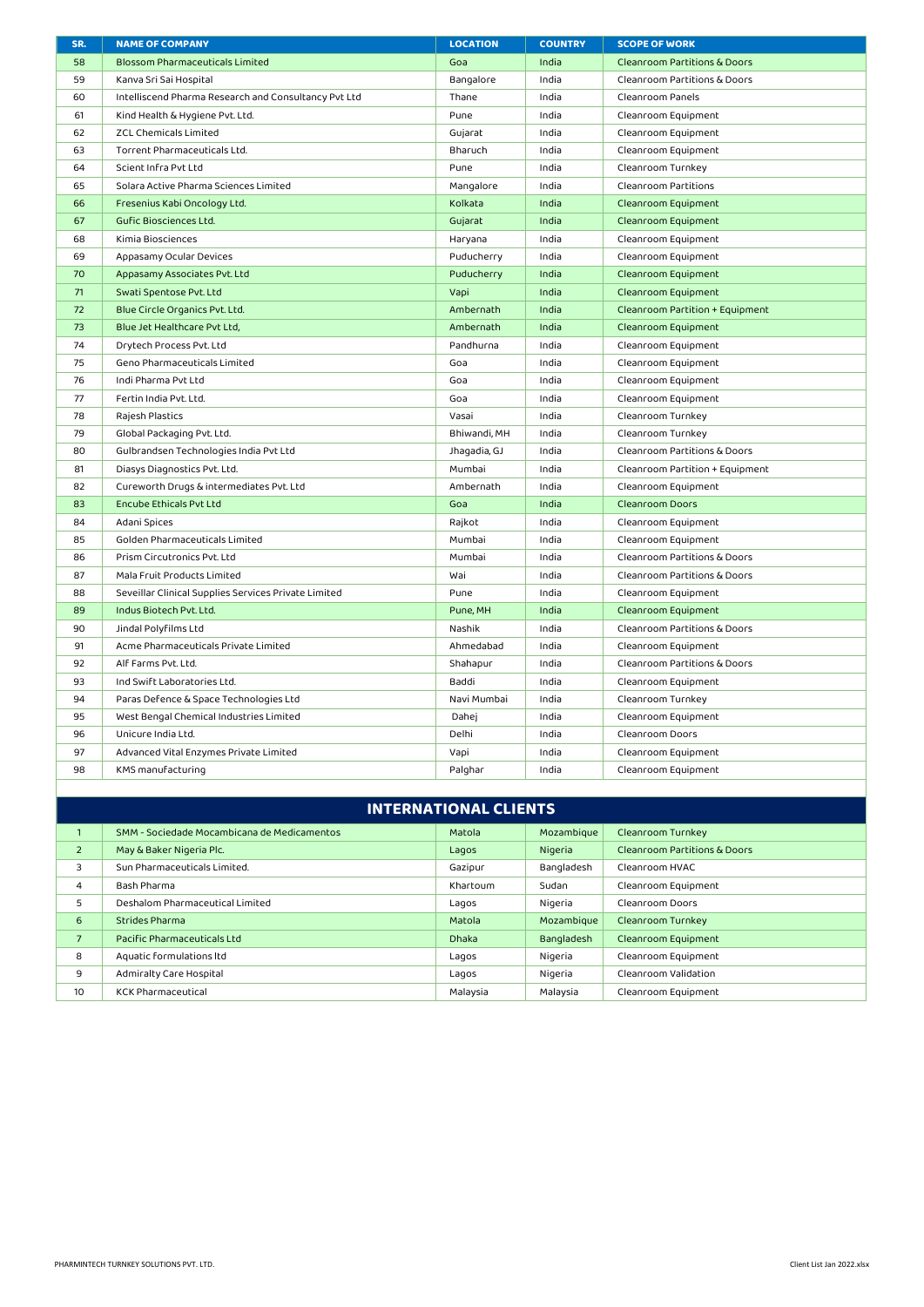| SR. | NAME OF COMPANY | LOCATION | COUNTRY | SCOPE OF WORK |
|---|---|---|---|---|
| 58 | Blossom Pharmaceuticals Limited | Goa | India | Cleanroom Partitions & Doors |
| 59 | Kanva Sri Sai Hospital | Bangalore | India | Cleanroom Partitions & Doors |
| 60 | Intelliscend Pharma Research and Consultancy Pvt Ltd | Thane | India | Cleanroom Panels |
| 61 | Kind Health & Hygiene Pvt. Ltd. | Pune | India | Cleanroom Equipment |
| 62 | ZCL Chemicals Limited | Gujarat | India | Cleanroom Equipment |
| 63 | Torrent Pharmaceuticals Ltd. | Bharuch | India | Cleanroom Equipment |
| 64 | Scient Infra Pvt Ltd | Pune | India | Cleanroom Turnkey |
| 65 | Solara Active Pharma Sciences Limited | Mangalore | India | Cleanroom Partitions |
| 66 | Fresenius Kabi Oncology Ltd. | Kolkata | India | Cleanroom Equipment |
| 67 | Gufic Biosciences Ltd. | Gujarat | India | Cleanroom Equipment |
| 68 | Kimia Biosciences | Haryana | India | Cleanroom Equipment |
| 69 | Appasamy Ocular Devices | Puducherry | India | Cleanroom Equipment |
| 70 | Appasamy Associates Pvt. Ltd | Puducherry | India | Cleanroom Equipment |
| 71 | Swati Spentose Pvt. Ltd | Vapi | India | Cleanroom Equipment |
| 72 | Blue Circle Organics Pvt. Ltd. | Ambernath | India | Cleanroom Partition + Equipment |
| 73 | Blue Jet Healthcare Pvt Ltd, | Ambernath | India | Cleanroom Equipment |
| 74 | Drytech Process Pvt. Ltd | Pandhurna | India | Cleanroom Equipment |
| 75 | Geno Pharmaceuticals Limited | Goa | India | Cleanroom Equipment |
| 76 | Indi Pharma Pvt Ltd | Goa | India | Cleanroom Equipment |
| 77 | Fertin India Pvt. Ltd. | Goa | India | Cleanroom Equipment |
| 78 | Rajesh Plastics | Vasai | India | Cleanroom Turnkey |
| 79 | Global Packaging Pvt. Ltd. | Bhiwandi, MH | India | Cleanroom Turnkey |
| 80 | Gulbrandsen Technologies India Pvt Ltd | Jhagadia, GJ | India | Cleanroom Partitions & Doors |
| 81 | Diasys Diagnostics Pvt. Ltd. | Mumbai | India | Cleanroom Partition + Equipment |
| 82 | Cureworth Drugs & intermediates Pvt. Ltd | Ambernath | India | Cleanroom Equipment |
| 83 | Encube Ethicals Pvt Ltd | Goa | India | Cleanroom Doors |
| 84 | Adani Spices | Rajkot | India | Cleanroom Equipment |
| 85 | Golden Pharmaceuticals Limited | Mumbai | India | Cleanroom Equipment |
| 86 | Prism Circutronics Pvt. Ltd | Mumbai | India | Cleanroom Partitions & Doors |
| 87 | Mala Fruit Products Limited | Wai | India | Cleanroom Partitions & Doors |
| 88 | Seveillar Clinical Supplies Services Private Limited | Pune | India | Cleanroom Equipment |
| 89 | Indus Biotech Pvt. Ltd. | Pune, MH | India | Cleanroom Equipment |
| 90 | Jindal Polyfilms Ltd | Nashik | India | Cleanroom Partitions & Doors |
| 91 | Acme Pharmaceuticals Private Limited | Ahmedabad | India | Cleanroom Equipment |
| 92 | Alf Farms Pvt. Ltd. | Shahapur | India | Cleanroom Partitions & Doors |
| 93 | Ind Swift Laboratories Ltd. | Baddi | India | Cleanroom Equipment |
| 94 | Paras Defence & Space Technologies Ltd | Navi Mumbai | India | Cleanroom Turnkey |
| 95 | West Bengal Chemical Industries Limited | Dahej | India | Cleanroom Equipment |
| 96 | Unicure India Ltd. | Delhi | India | Cleanroom Doors |
| 97 | Advanced Vital Enzymes Private Limited | Vapi | India | Cleanroom Equipment |
| 98 | KMS manufacturing | Palghar | India | Cleanroom Equipment |

## INTERNATIONAL CLIENTS

| SR. | NAME OF COMPANY | LOCATION | COUNTRY | SCOPE OF WORK |
|---|---|---|---|---|
| 1 | SMM - Sociedade Mocambicana de Medicamentos | Matola | Mozambique | Cleanroom Turnkey |
| 2 | May & Baker Nigeria Plc. | Lagos | Nigeria | Cleanroom Partitions & Doors |
| 3 | Sun Pharmaceuticals Limited. | Gazipur | Bangladesh | Cleanroom HVAC |
| 4 | Bash Pharma | Khartoum | Sudan | Cleanroom Equipment |
| 5 | Deshalom Pharmaceutical Limited | Lagos | Nigeria | Cleanroom Doors |
| 6 | Strides Pharma | Matola | Mozambique | Cleanroom Turnkey |
| 7 | Pacific Pharmaceuticals Ltd | Dhaka | Bangladesh | Cleanroom Equipment |
| 8 | Aquatic Formulations ltd | Lagos | Nigeria | Cleanroom Equipment |
| 9 | Admiralty Care Hospital | Lagos | Nigeria | Cleanroom Validation |
| 10 | KCK Pharmaceutical | Malaysia | Malaysia | Cleanroom Equipment |